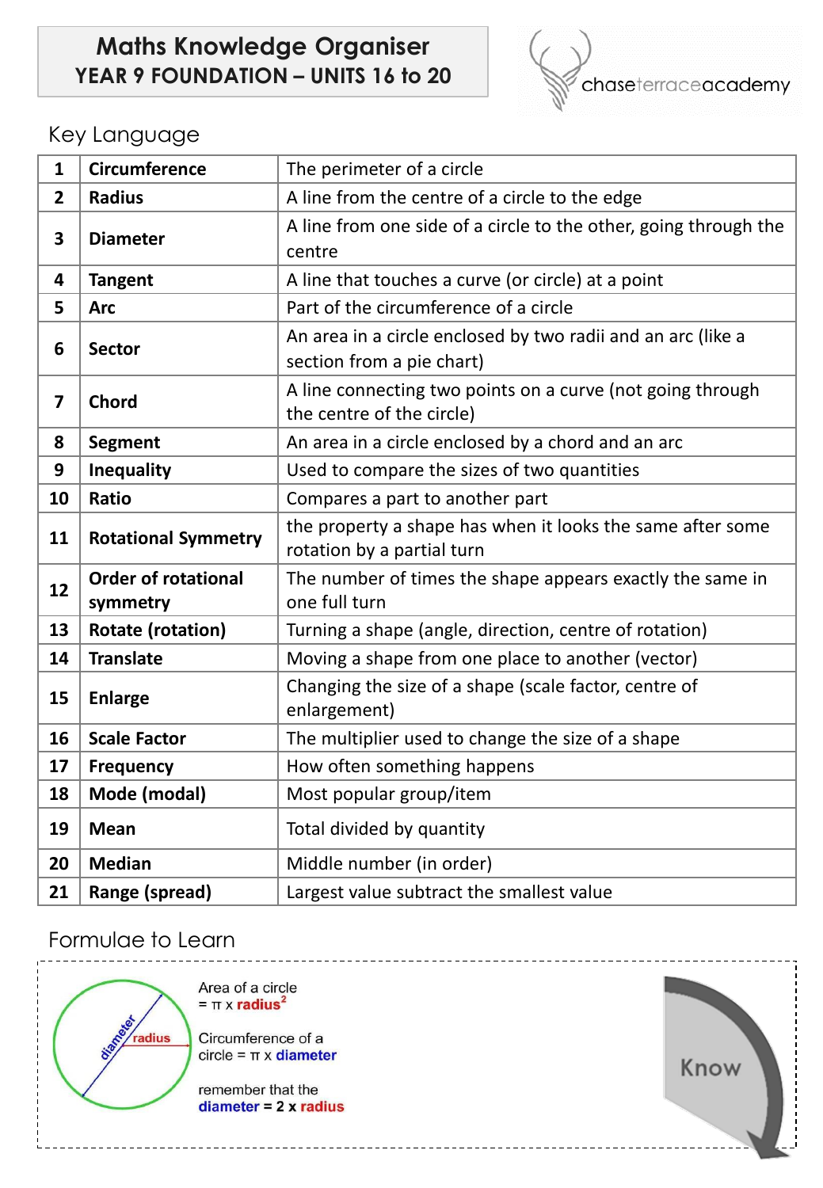# Maths Knowledge Organiser
## YEAR 9 FOUNDATION – UNITS 16 to 20

chaseterraceacademy

## Key Language

| | | |
|---|---|---|
| 1 | **Circumference** | The perimeter of a circle |
| 2 | **Radius** | A line from the centre of a circle to the edge |
| 3 | **Diameter** | A line from one side of a circle to the other, going through the centre |
| 4 | **Tangent** | A line that touches a curve (or circle) at a point |
| 5 | **Arc** | Part of the circumference of a circle |
| 6 | **Sector** | An area in a circle enclosed by two radii and an arc (like a section from a pie chart) |
| 7 | **Chord** | A line connecting two points on a curve (not going through the centre of the circle) |
| 8 | **Segment** | An area in a circle enclosed by a chord and an arc |
| 9 | **Inequality** | Used to compare the sizes of two quantities |
| 10 | **Ratio** | Compares a part to another part |
| 11 | **Rotational Symmetry** | the property a shape has when it looks the same after some rotation by a partial turn |
| 12 | **Order of rotational symmetry** | The number of times the shape appears exactly the same in one full turn |
| 13 | **Rotate (rotation)** | Turning a shape (angle, direction, centre of rotation) |
| 14 | **Translate** | Moving a shape from one place to another (vector) |
| 15 | **Enlarge** | Changing the size of a shape (scale factor, centre of enlargement) |
| 16 | **Scale Factor** | The multiplier used to change the size of a shape |
| 17 | **Frequency** | How often something happens |
| 18 | **Mode (modal)** | Most popular group/item |
| 19 | **Mean** | Total divided by quantity |
| 20 | **Median** | Middle number (in order) |
| 21 | **Range (spread)** | Largest value subtract the smallest value |

## Formulae to Learn

diameter, radius

Area of a circle $= \pi \times \text{radius}^2$

Circumference of a circle $= \pi \times \text{diameter}$

remember that the **diameter = 2 x radius**

Know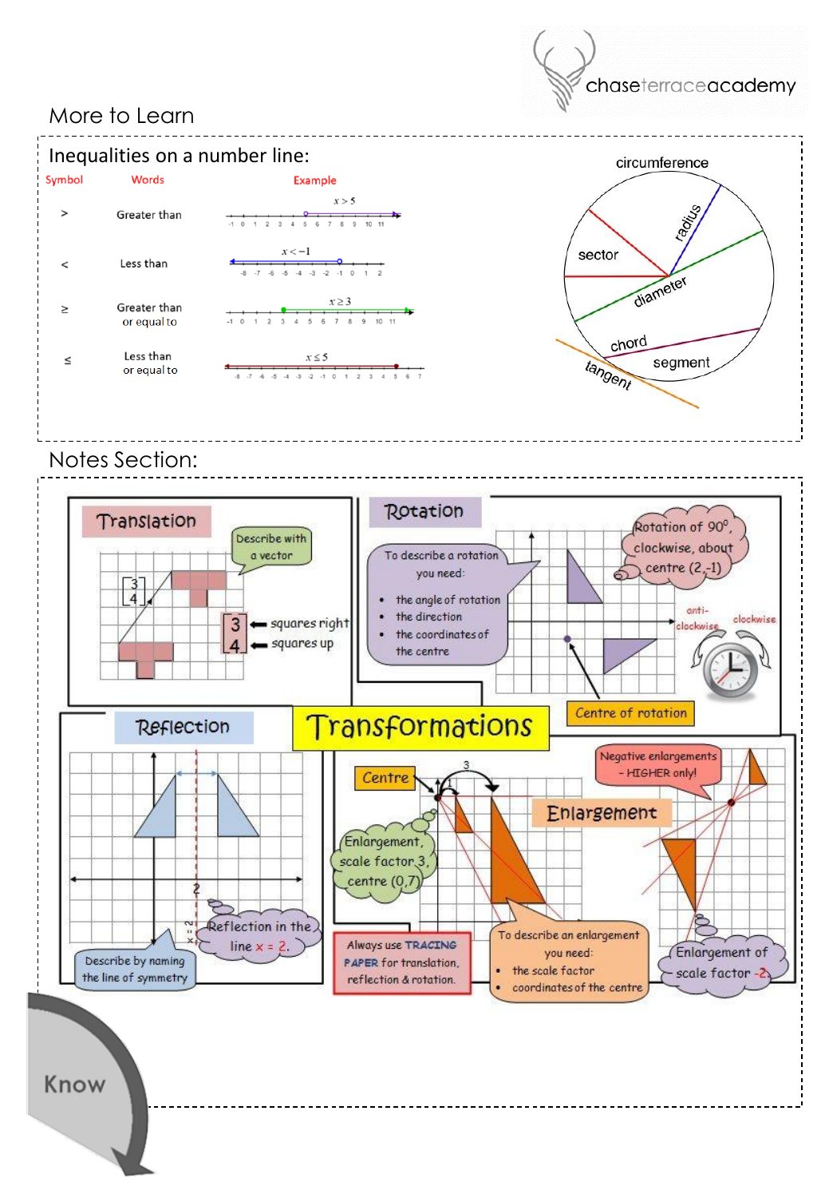## More to Learn

### Inequalities on a number line:

| Symbol | Words | Example |
|---|---|---|
| > | Greater than | $x > 5$ |
| < | Less than | $x < -1$ |
| ≥ | Greater than or equal to | $x \geq 3$ |
| ≤ | Less than or equal to | $x \leq 5$ |

circumference

radius

sector

diameter

chord

segment

tangent

## Notes Section:

# Transformations

### Translation

Describe with a vector

$\begin{bmatrix} 3 \\ 4 \end{bmatrix}$ ← squares right, ← squares up

### Rotation

To describe a rotation you need:

- the angle of rotation
- the direction
- the coordinates of the centre

Rotation of 90°, clockwise, about centre (2,-1)

anti-clockwise

clockwise

Centre of rotation

### Reflection

Describe by naming the line of symmetry

Reflection in the line $x = 2$.

$x = 2$

### Enlargement

Centre

Enlargement, scale factor 3, centre (0,7)

Negative enlargements – HIGHER only!

Always use TRACING PAPER for translation, reflection & rotation.

To describe an enlargement you need:

- the scale factor
- coordinates of the centre

Enlargement of scale factor -2.

Know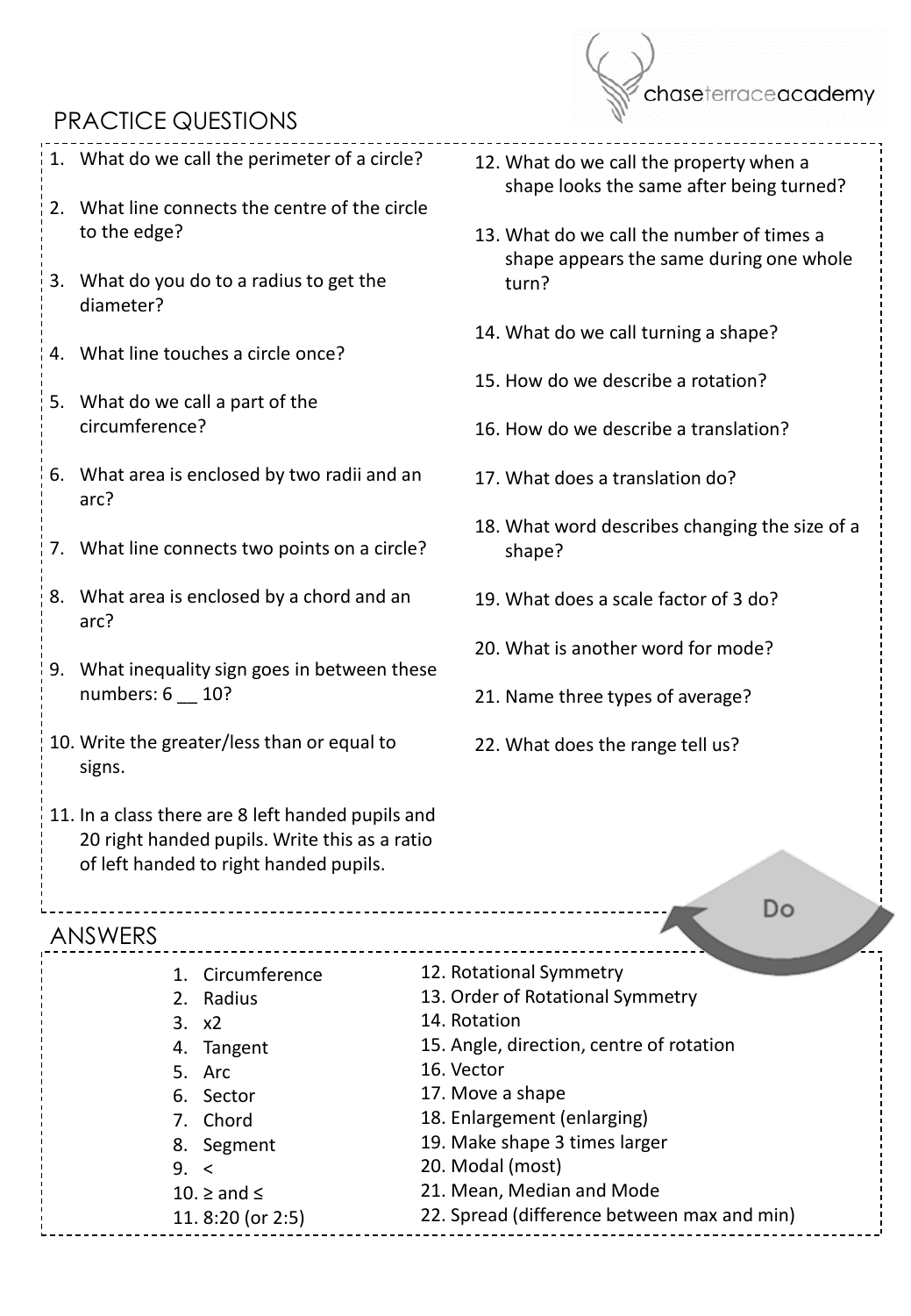## PRACTICE QUESTIONS

1. What do we call the perimeter of a circle?
2. What line connects the centre of the circle to the edge?
3. What do you do to a radius to get the diameter?
4. What line touches a circle once?
5. What do we call a part of the circumference?
6. What area is enclosed by two radii and an arc?
7. What line connects two points on a circle?
8. What area is enclosed by a chord and an arc?
9. What inequality sign goes in between these numbers: 6 __ 10?
10. Write the greater/less than or equal to signs.
11. In a class there are 8 left handed pupils and 20 right handed pupils. Write this as a ratio of left handed to right handed pupils.
12. What do we call the property when a shape looks the same after being turned?
13. What do we call the number of times a shape appears the same during one whole turn?
14. What do we call turning a shape?
15. How do we describe a rotation?
16. How do we describe a translation?
17. What does a translation do?
18. What word describes changing the size of a shape?
19. What does a scale factor of 3 do?
20. What is another word for mode?
21. Name three types of average?
22. What does the range tell us?

Do

## ANSWERS

1. Circumference
2. Radius
3. x2
4. Tangent
5. Arc
6. Sector
7. Chord
8. Segment
9. <
10. ≥ and ≤
11. 8:20 (or 2:5)
12. Rotational Symmetry
13. Order of Rotational Symmetry
14. Rotation
15. Angle, direction, centre of rotation
16. Vector
17. Move a shape
18. Enlargement (enlarging)
19. Make shape 3 times larger
20. Modal (most)
21. Mean, Median and Mode
22. Spread (difference between max and min)